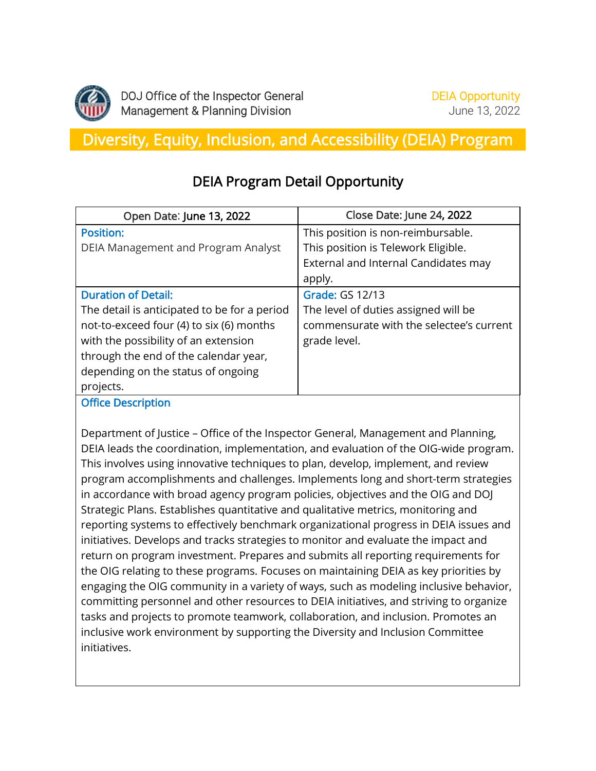DOJ Office of the Inspector General
Management & Planning Division

DEIA Opportunity
June 13, 2022

# Diversity, Equity, Inclusion, and Accessibility (DEIA) Program

## DEIA Program Detail Opportunity

| Open Date: June 13, 2022 | Close Date: June 24, 2022 |
|---|---|
| **Position:** DEIA Management and Program Analyst | This position is non-reimbursable. This position is Telework Eligible. External and Internal Candidates may apply. |
| **Duration of Detail:** The detail is anticipated to be for a period not-to-exceed four (4) to six (6) months with the possibility of an extension through the end of the calendar year, depending on the status of ongoing projects. | **Grade:** GS 12/13 The level of duties assigned will be commensurate with the selectee's current grade level. |

### Office Description

Department of Justice – Office of the Inspector General, Management and Planning, DEIA leads the coordination, implementation, and evaluation of the OIG-wide program. This involves using innovative techniques to plan, develop, implement, and review program accomplishments and challenges. Implements long and short-term strategies in accordance with broad agency program policies, objectives and the OIG and DOJ Strategic Plans. Establishes quantitative and qualitative metrics, monitoring and reporting systems to effectively benchmark organizational progress in DEIA issues and initiatives. Develops and tracks strategies to monitor and evaluate the impact and return on program investment. Prepares and submits all reporting requirements for the OIG relating to these programs. Focuses on maintaining DEIA as key priorities by engaging the OIG community in a variety of ways, such as modeling inclusive behavior, committing personnel and other resources to DEIA initiatives, and striving to organize tasks and projects to promote teamwork, collaboration, and inclusion. Promotes an inclusive work environment by supporting the Diversity and Inclusion Committee initiatives.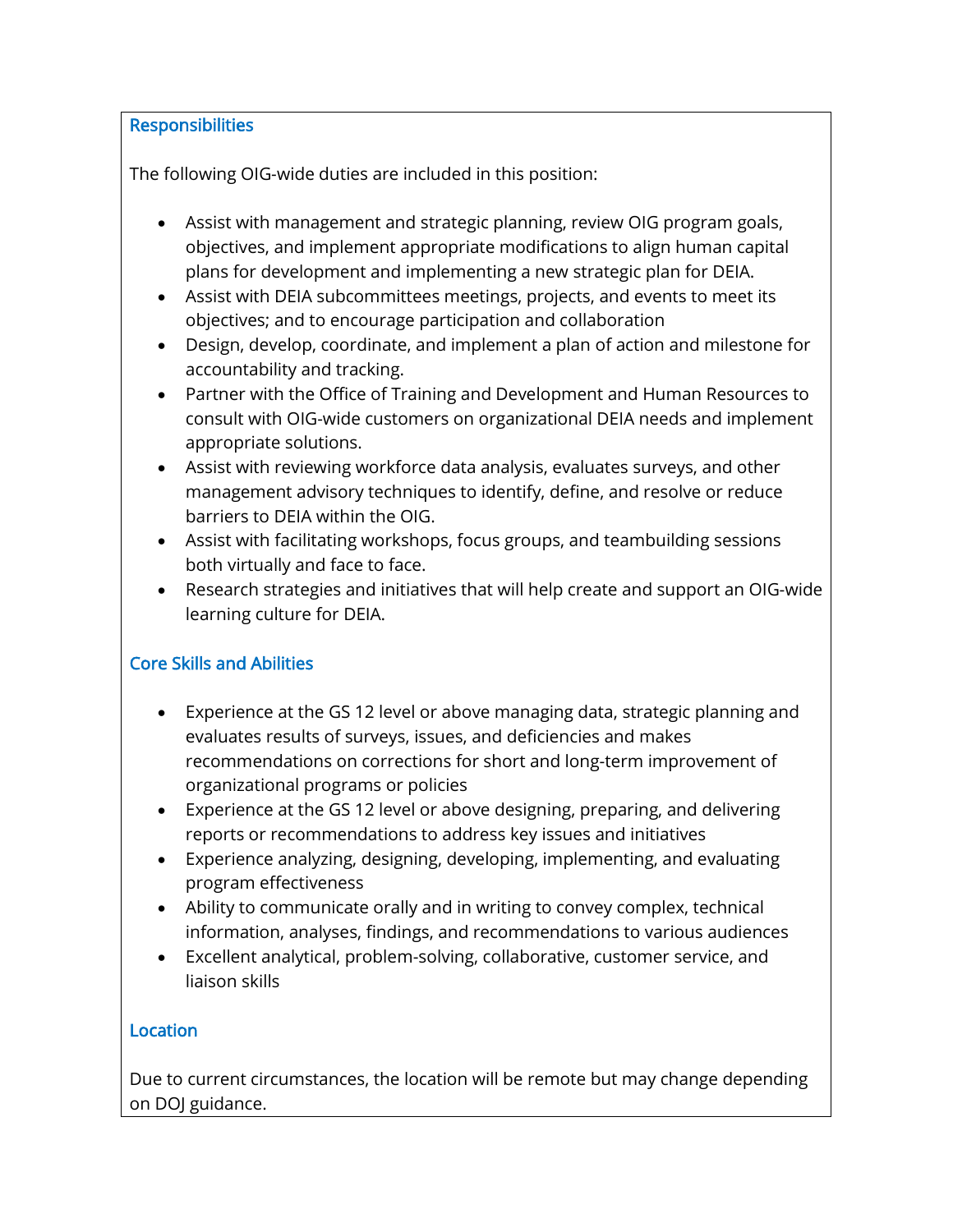## Responsibilities

The following OIG-wide duties are included in this position:

- Assist with management and strategic planning, review OIG program goals, objectives, and implement appropriate modifications to align human capital plans for development and implementing a new strategic plan for DEIA.
- Assist with DEIA subcommittees meetings, projects, and events to meet its objectives; and to encourage participation and collaboration
- Design, develop, coordinate, and implement a plan of action and milestone for accountability and tracking.
- Partner with the Office of Training and Development and Human Resources to consult with OIG-wide customers on organizational DEIA needs and implement appropriate solutions.
- Assist with reviewing workforce data analysis, evaluates surveys, and other management advisory techniques to identify, define, and resolve or reduce barriers to DEIA within the OIG.
- Assist with facilitating workshops, focus groups, and teambuilding sessions both virtually and face to face.
- Research strategies and initiatives that will help create and support an OIG-wide learning culture for DEIA.

## Core Skills and Abilities

- Experience at the GS 12 level or above managing data, strategic planning and evaluates results of surveys, issues, and deficiencies and makes recommendations on corrections for short and long-term improvement of organizational programs or policies
- Experience at the GS 12 level or above designing, preparing, and delivering reports or recommendations to address key issues and initiatives
- Experience analyzing, designing, developing, implementing, and evaluating program effectiveness
- Ability to communicate orally and in writing to convey complex, technical information, analyses, findings, and recommendations to various audiences
- Excellent analytical, problem-solving, collaborative, customer service, and liaison skills

## Location

Due to current circumstances, the location will be remote but may change depending on DOJ guidance.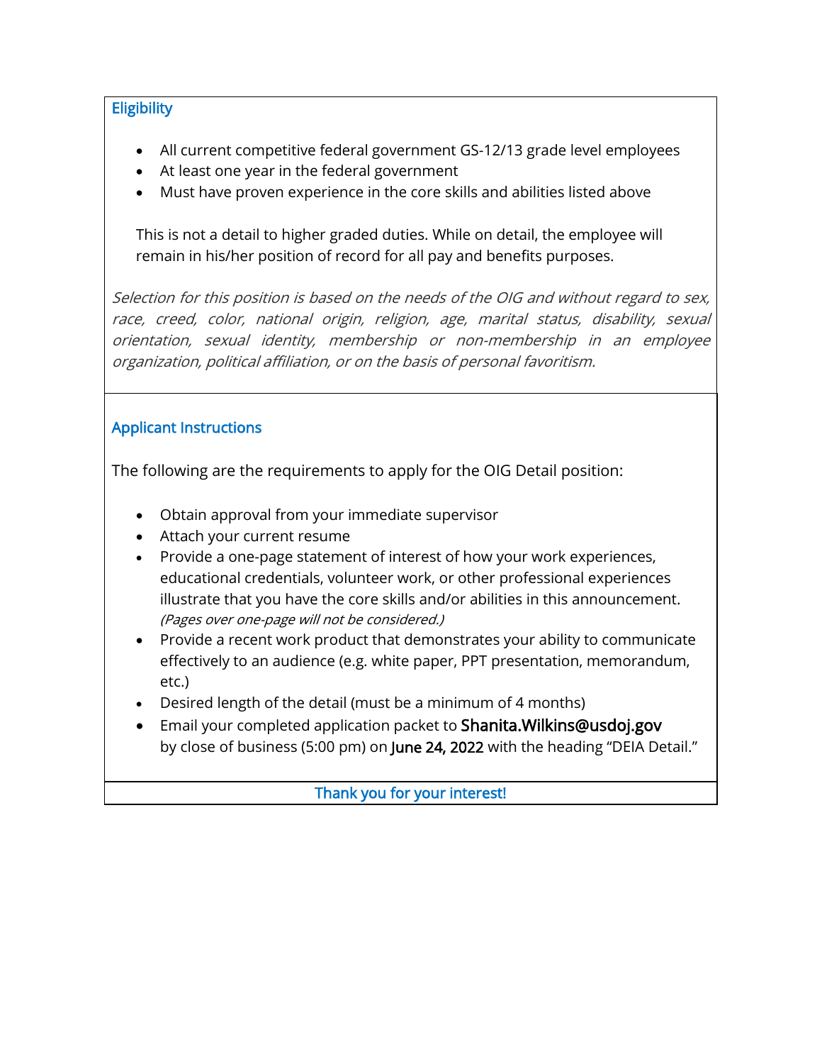## Eligibility

- All current competitive federal government GS-12/13 grade level employees
- At least one year in the federal government
- Must have proven experience in the core skills and abilities listed above

This is not a detail to higher graded duties. While on detail, the employee will remain in his/her position of record for all pay and benefits purposes.

*Selection for this position is based on the needs of the OIG and without regard to sex, race, creed, color, national origin, religion, age, marital status, disability, sexual orientation, sexual identity, membership or non-membership in an employee organization, political affiliation, or on the basis of personal favoritism.*

## Applicant Instructions

The following are the requirements to apply for the OIG Detail position:

- Obtain approval from your immediate supervisor
- Attach your current resume
- Provide a one-page statement of interest of how your work experiences, educational credentials, volunteer work, or other professional experiences illustrate that you have the core skills and/or abilities in this announcement. *(Pages over one-page will not be considered.)*
- Provide a recent work product that demonstrates your ability to communicate effectively to an audience (e.g. white paper, PPT presentation, memorandum, etc.)
- Desired length of the detail (must be a minimum of 4 months)
- Email your completed application packet to Shanita.Wilkins@usdoj.gov by close of business (5:00 pm) on June 24, 2022 with the heading "DEIA Detail."

Thank you for your interest!